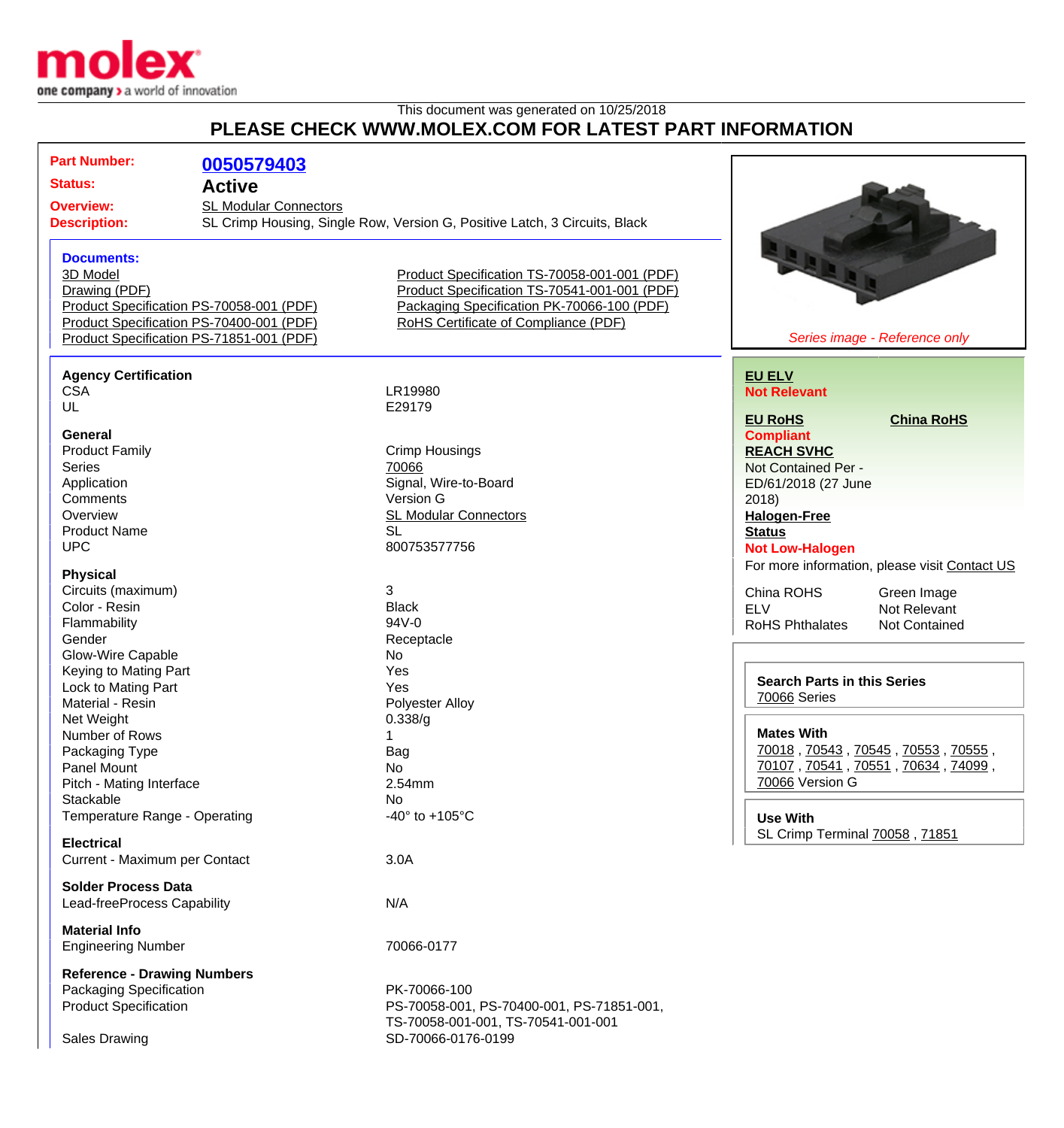This document was generated on 10/25/2018

# PLEASE CHECK WWW.MOLEX.COM FOR LATEST PART INFORMATION

**Part Number:** 0050579403

**Status:** Active

**Overview:** SL Modular Connectors

**Description:** SL Crimp Housing, Single Row, Version G, Positive Latch, 3 Circuits, Black

### Documents:

- 3D Model
- Drawing (PDF)
- Product Specification PS-70058-001 (PDF)
- Product Specification PS-70400-001 (PDF)
- Product Specification PS-71851-001 (PDF)
- Product Specification TS-70058-001-001 (PDF)
- Product Specification TS-70541-001-001 (PDF)
- Packaging Specification PK-70066-100 (PDF)
- RoHS Certificate of Compliance (PDF)

*Series image - Reference only*

**EU ELV**
**Not Relevant**

**EU RoHS** | **China RoHS**
**Compliant**

**REACH SVHC**
Not Contained Per - ED/61/2018 (27 June 2018)

**Halogen-Free Status**
**Not Low-Halogen**

For more information, please visit Contact US

| | |
|---|---|
| China ROHS | Green Image |
| ELV | Not Relevant |
| RoHS Phthalates | Not Contained |

**Search Parts in this Series**
70066 Series

**Mates With**
70018 , 70543 , 70545 , 70553 , 70555 , 70107 , 70541 , 70551 , 70634 , 74099 , 70066 Version G

**Use With**
SL Crimp Terminal 70058 , 71851

### Agency Certification

| | |
|---|---|
| CSA | LR19980 |
| UL | E29179 |

### General

| | |
|---|---|
| Product Family | Crimp Housings |
| Series | 70066 |
| Application | Signal, Wire-to-Board |
| Comments | Version G |
| Overview | SL Modular Connectors |
| Product Name | SL |
| UPC | 800753577756 |

### Physical

| | |
|---|---|
| Circuits (maximum) | 3 |
| Color - Resin | Black |
| Flammability | 94V-0 |
| Gender | Receptacle |
| Glow-Wire Capable | No |
| Keying to Mating Part | Yes |
| Lock to Mating Part | Yes |
| Material - Resin | Polyester Alloy |
| Net Weight | 0.338/g |
| Number of Rows | 1 |
| Packaging Type | Bag |
| Panel Mount | No |
| Pitch - Mating Interface | 2.54mm |
| Stackable | No |
| Temperature Range - Operating | -40° to +105°C |

### Electrical

| | |
|---|---|
| Current - Maximum per Contact | 3.0A |

### Solder Process Data

| | |
|---|---|
| Lead-freeProcess Capability | N/A |

### Material Info

| | |
|---|---|
| Engineering Number | 70066-0177 |

### Reference - Drawing Numbers

| | |
|---|---|
| Packaging Specification | PK-70066-100 |
| Product Specification | PS-70058-001, PS-70400-001, PS-71851-001, TS-70058-001-001, TS-70541-001-001 |
| Sales Drawing | SD-70066-0176-0199 |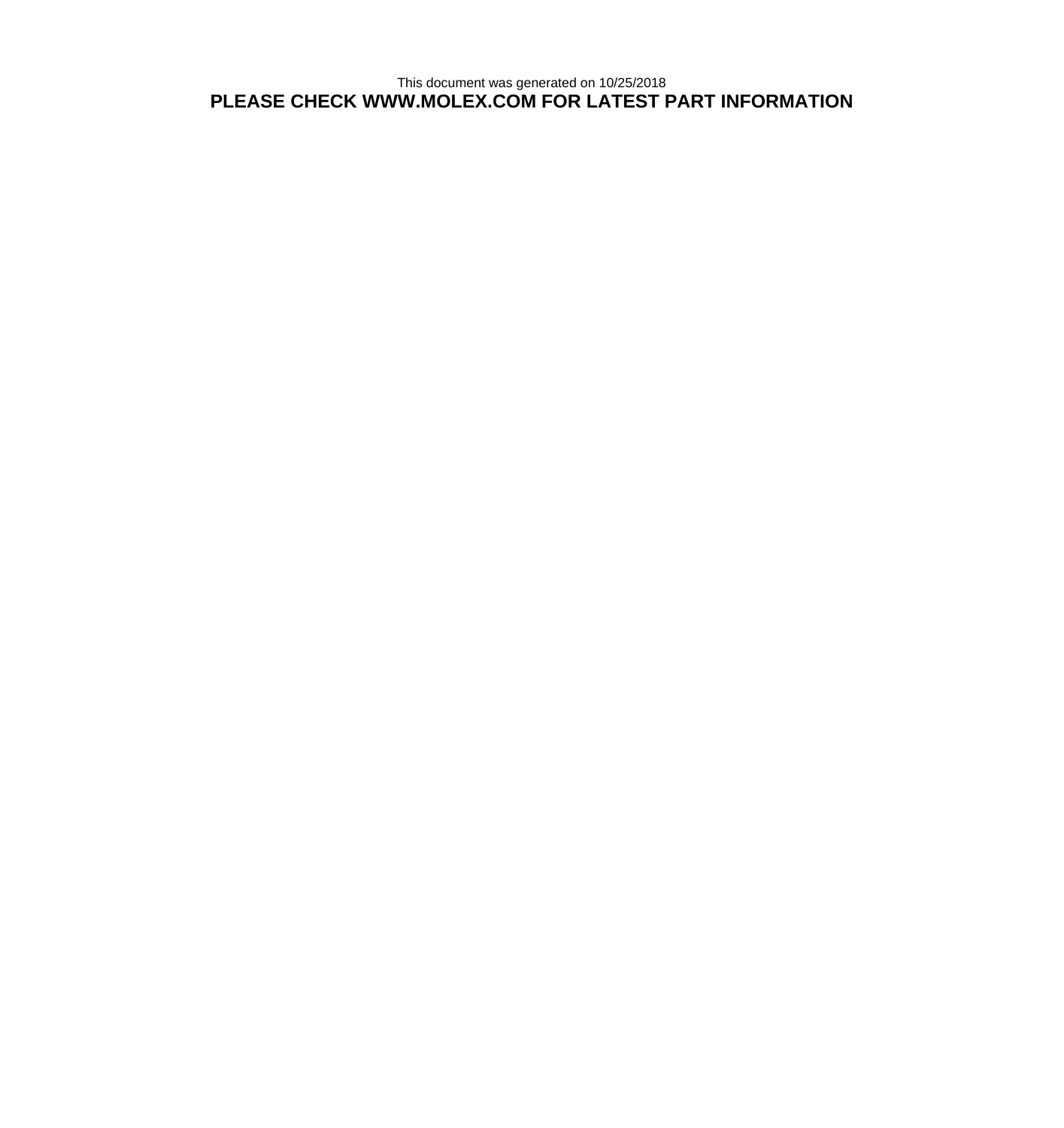This document was generated on 10/25/2018

**PLEASE CHECK WWW.MOLEX.COM FOR LATEST PART INFORMATION**